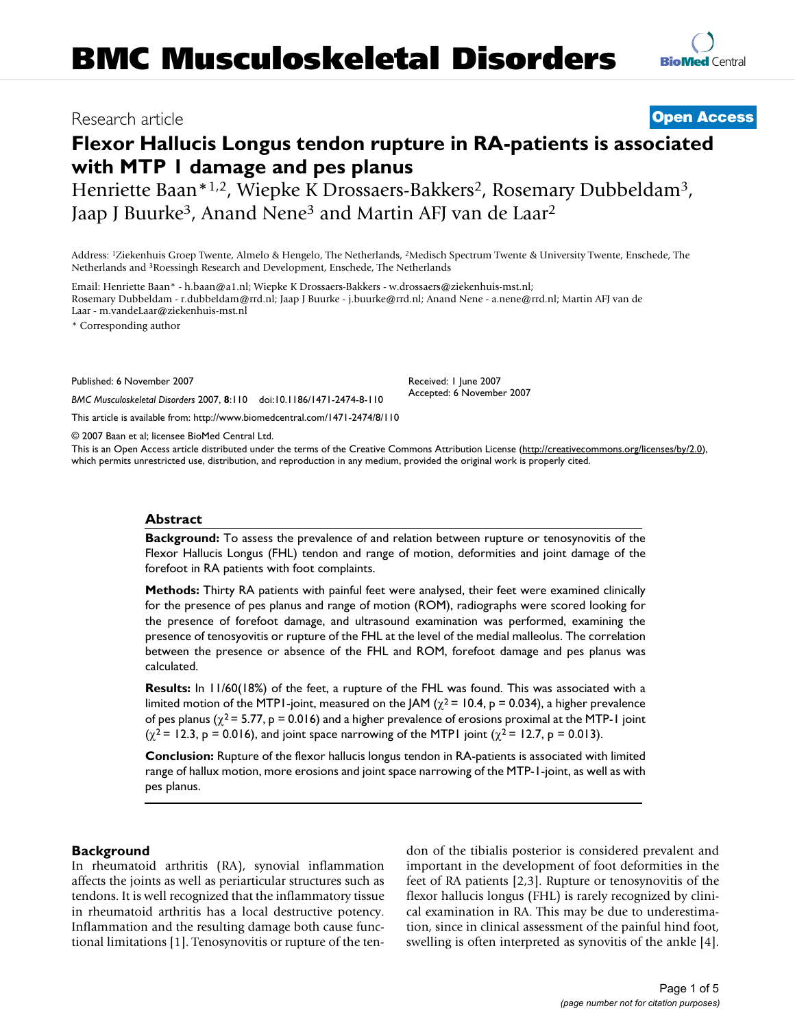# BMC Musculoskeletal Disorders

Research article

**Open Access**

# Flexor Hallucis Longus tendon rupture in RA-patients is associated with MTP 1 damage and pes planus

Henriette Baan*[1,2], Wiepke K Drossaers-Bakkers[2], Rosemary Dubbeldam[3], Jaap J Buurke[3], Anand Nene[3] and Martin AFJ van de Laar[2]

Address: [1]Ziekenhuis Groep Twente, Almelo & Hengelo, The Netherlands, [2]Medisch Spectrum Twente & University Twente, Enschede, The Netherlands and [3]Roessingh Research and Development, Enschede, The Netherlands

Email: Henriette Baan* - h.baan@a1.nl; Wiepke K Drossaers-Bakkers - w.drossaers@ziekenhuis-mst.nl; Rosemary Dubbeldam - r.dubbeldam@rrd.nl; Jaap J Buurke - j.buurke@rrd.nl; Anand Nene - a.nene@rrd.nl; Martin AFJ van de Laar - m.vandeLaar@ziekenhuis-mst.nl

* Corresponding author

Published: 6 November 2007

*BMC Musculoskeletal Disorders* 2007, **8**:110 doi:10.1186/1471-2474-8-110

Received: 1 June 2007
Accepted: 6 November 2007

This article is available from: http://www.biomedcentral.com/1471-2474/8/110

© 2007 Baan et al; licensee BioMed Central Ltd.

This is an Open Access article distributed under the terms of the Creative Commons Attribution License (http://creativecommons.org/licenses/by/2.0), which permits unrestricted use, distribution, and reproduction in any medium, provided the original work is properly cited.

## Abstract

**Background:** To assess the prevalence of and relation between rupture or tenosynovitis of the Flexor Hallucis Longus (FHL) tendon and range of motion, deformities and joint damage of the forefoot in RA patients with foot complaints.

**Methods:** Thirty RA patients with painful feet were analysed, their feet were examined clinically for the presence of pes planus and range of motion (ROM), radiographs were scored looking for the presence of forefoot damage, and ultrasound examination was performed, examining the presence of tenosyovitis or rupture of the FHL at the level of the medial malleolus. The correlation between the presence or absence of the FHL and ROM, forefoot damage and pes planus was calculated.

**Results:** In 11/60(18%) of the feet, a rupture of the FHL was found. This was associated with a limited motion of the MTP1-joint, measured on the JAM ($\chi^2 = 10.4$, $p = 0.034$), a higher prevalence of pes planus ($\chi^2 = 5.77$, $p = 0.016$) and a higher prevalence of erosions proximal at the MTP-1 joint ($\chi^2 = 12.3$, $p = 0.016$), and joint space narrowing of the MTP1 joint ($\chi^2 = 12.7$, $p = 0.013$).

**Conclusion:** Rupture of the flexor hallucis longus tendon in RA-patients is associated with limited range of hallux motion, more erosions and joint space narrowing of the MTP-1-joint, as well as with pes planus.

## Background

In rheumatoid arthritis (RA), synovial inflammation affects the joints as well as periarticular structures such as tendons. It is well recognized that the inflammatory tissue in rheumatoid arthritis has a local destructive potency. Inflammation and the resulting damage both cause functional limitations [1]. Tenosynovitis or rupture of the tendon of the tibialis posterior is considered prevalent and important in the development of foot deformities in the feet of RA patients [2,3]. Rupture or tenosynovitis of the flexor hallucis longus (FHL) is rarely recognized by clinical examination in RA. This may be due to underestimation, since in clinical assessment of the painful hind foot, swelling is often interpreted as synovitis of the ankle [4].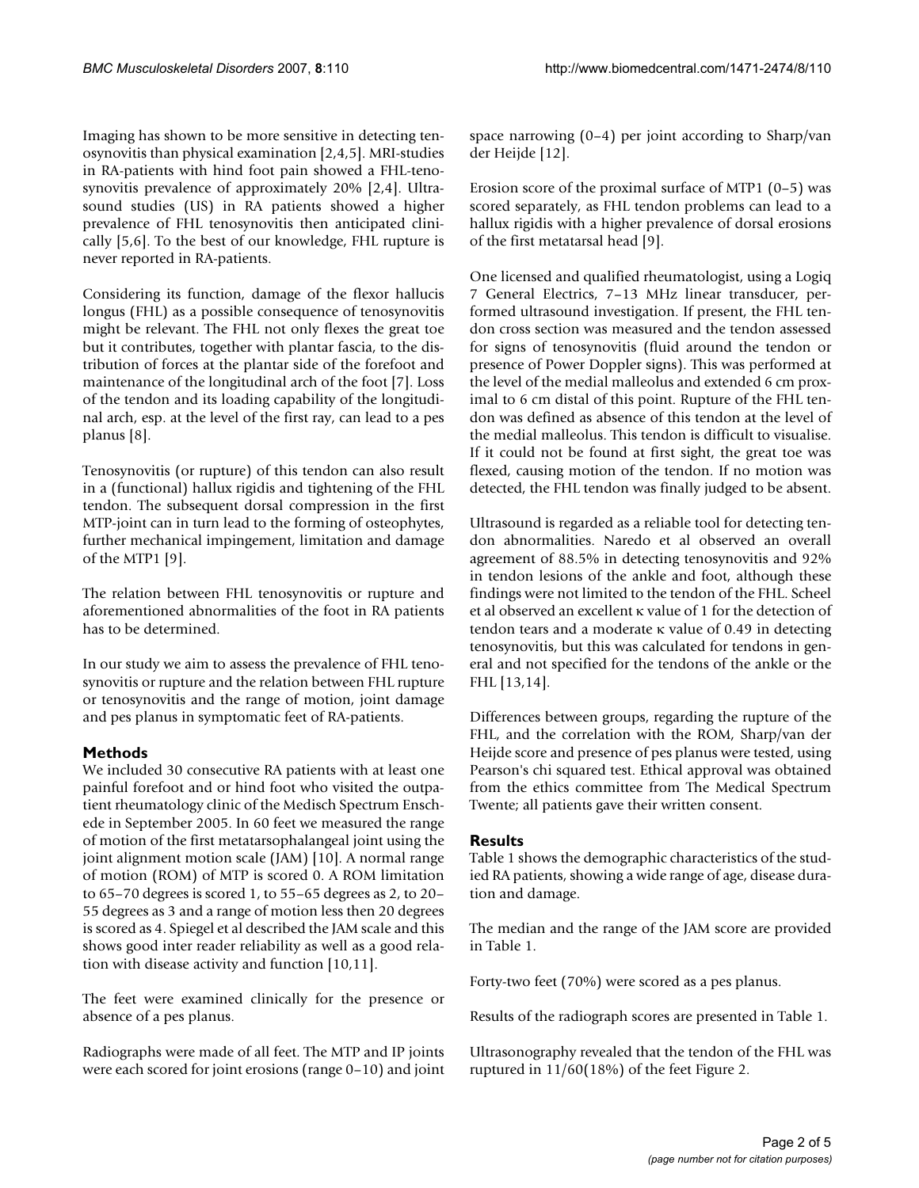Imaging has shown to be more sensitive in detecting tenosynovitis than physical examination [2,4,5]. MRI-studies in RA-patients with hind foot pain showed a FHL-tenosynovitis prevalence of approximately 20% [2,4]. Ultrasound studies (US) in RA patients showed a higher prevalence of FHL tenosynovitis then anticipated clinically [5,6]. To the best of our knowledge, FHL rupture is never reported in RA-patients.

Considering its function, damage of the flexor hallucis longus (FHL) as a possible consequence of tenosynovitis might be relevant. The FHL not only flexes the great toe but it contributes, together with plantar fascia, to the distribution of forces at the plantar side of the forefoot and maintenance of the longitudinal arch of the foot [7]. Loss of the tendon and its loading capability of the longitudinal arch, esp. at the level of the first ray, can lead to a pes planus [8].

Tenosynovitis (or rupture) of this tendon can also result in a (functional) hallux rigidis and tightening of the FHL tendon. The subsequent dorsal compression in the first MTP-joint can in turn lead to the forming of osteophytes, further mechanical impingement, limitation and damage of the MTP1 [9].

The relation between FHL tenosynovitis or rupture and aforementioned abnormalities of the foot in RA patients has to be determined.

In our study we aim to assess the prevalence of FHL tenosynovitis or rupture and the relation between FHL rupture or tenosynovitis and the range of motion, joint damage and pes planus in symptomatic feet of RA-patients.

## Methods

We included 30 consecutive RA patients with at least one painful forefoot and or hind foot who visited the outpatient rheumatology clinic of the Medisch Spectrum Enschede in September 2005. In 60 feet we measured the range of motion of the first metatarsophalangeal joint using the joint alignment motion scale (JAM) [10]. A normal range of motion (ROM) of MTP is scored 0. A ROM limitation to 65–70 degrees is scored 1, to 55–65 degrees as 2, to 20–55 degrees as 3 and a range of motion less then 20 degrees is scored as 4. Spiegel et al described the JAM scale and this shows good inter reader reliability as well as a good relation with disease activity and function [10,11].

The feet were examined clinically for the presence or absence of a pes planus.

Radiographs were made of all feet. The MTP and IP joints were each scored for joint erosions (range 0–10) and joint space narrowing (0–4) per joint according to Sharp/van der Heijde [12].

Erosion score of the proximal surface of MTP1 (0–5) was scored separately, as FHL tendon problems can lead to a hallux rigidis with a higher prevalence of dorsal erosions of the first metatarsal head [9].

One licensed and qualified rheumatologist, using a Logiq 7 General Electrics, 7–13 MHz linear transducer, performed ultrasound investigation. If present, the FHL tendon cross section was measured and the tendon assessed for signs of tenosynovitis (fluid around the tendon or presence of Power Doppler signs). This was performed at the level of the medial malleolus and extended 6 cm proximal to 6 cm distal of this point. Rupture of the FHL tendon was defined as absence of this tendon at the level of the medial malleolus. This tendon is difficult to visualise. If it could not be found at first sight, the great toe was flexed, causing motion of the tendon. If no motion was detected, the FHL tendon was finally judged to be absent.

Ultrasound is regarded as a reliable tool for detecting tendon abnormalities. Naredo et al observed an overall agreement of 88.5% in detecting tenosynovitis and 92% in tendon lesions of the ankle and foot, although these findings were not limited to the tendon of the FHL. Scheel et al observed an excellent κ value of 1 for the detection of tendon tears and a moderate κ value of 0.49 in detecting tenosynovitis, but this was calculated for tendons in general and not specified for the tendons of the ankle or the FHL [13,14].

Differences between groups, regarding the rupture of the FHL, and the correlation with the ROM, Sharp/van der Heijde score and presence of pes planus were tested, using Pearson's chi squared test. Ethical approval was obtained from the ethics committee from The Medical Spectrum Twente; all patients gave their written consent.

## Results

Table 1 shows the demographic characteristics of the studied RA patients, showing a wide range of age, disease duration and damage.

The median and the range of the JAM score are provided in Table 1.

Forty-two feet (70%) were scored as a pes planus.

Results of the radiograph scores are presented in Table 1.

Ultrasonography revealed that the tendon of the FHL was ruptured in 11/60(18%) of the feet Figure 2.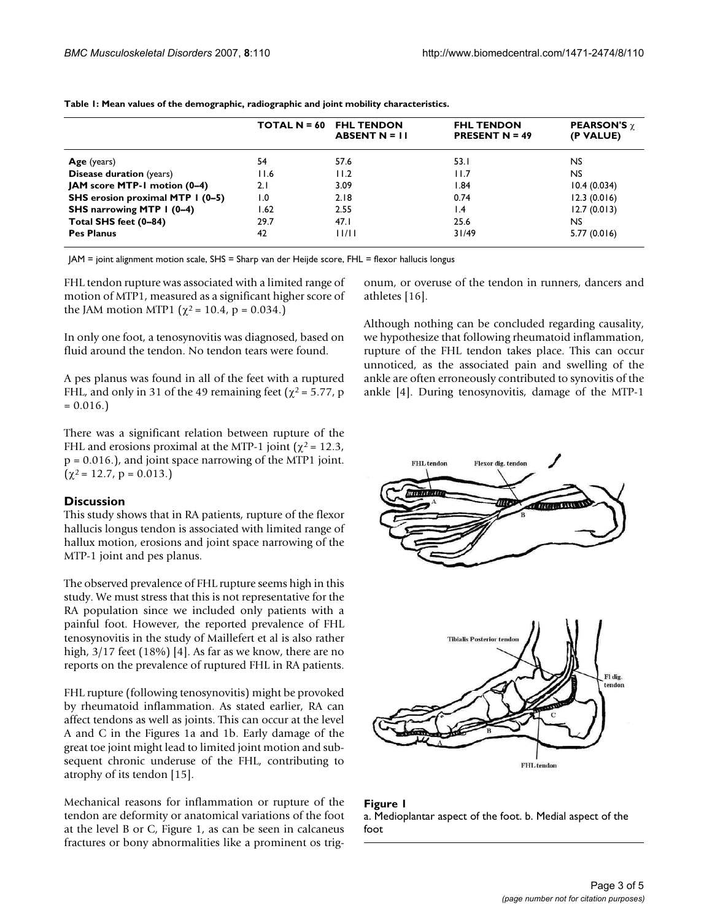**Table 1: Mean values of the demographic, radiographic and joint mobility characteristics.**

| | TOTAL N = 60 | FHL TENDON ABSENT N = 11 | FHL TENDON PRESENT N = 49 | PEARSON'S $\chi$ (P VALUE) |
|---|---|---|---|---|
| **Age** (years) | 54 | 57.6 | 53.1 | NS |
| **Disease duration** (years) | 11.6 | 11.2 | 11.7 | NS |
| **JAM score MTP-1 motion (0–4)** | 2.1 | 3.09 | 1.84 | 10.4 (0.034) |
| **SHS erosion proximal MTP 1 (0–5)** | 1.0 | 2.18 | 0.74 | 12.3 (0.016) |
| **SHS narrowing MTP 1 (0–4)** | 1.62 | 2.55 | 1.4 | 12.7 (0.013) |
| **Total SHS feet (0–84)** | 29.7 | 47.1 | 25.6 | NS |
| **Pes Planus** | 42 | 11/11 | 31/49 | 5.77 (0.016) |

JAM = joint alignment motion scale, SHS = Sharp van der Heijde score, FHL = flexor hallucis longus

FHL tendon rupture was associated with a limited range of motion of MTP1, measured as a significant higher score of the JAM motion MTP1 ($\chi^2 = 10.4$, $p = 0.034$.)

In only one foot, a tenosynovitis was diagnosed, based on fluid around the tendon. No tendon tears were found.

A pes planus was found in all of the feet with a ruptured FHL, and only in 31 of the 49 remaining feet ($\chi^2 = 5.77$, $p = 0.016$.)

There was a significant relation between rupture of the FHL and erosions proximal at the MTP-1 joint ($\chi^2 = 12.3$, $p = 0.016$.), and joint space narrowing of the MTP1 joint. ($\chi^2 = 12.7$, $p = 0.013$.)

## Discussion

This study shows that in RA patients, rupture of the flexor hallucis longus tendon is associated with limited range of hallux motion, erosions and joint space narrowing of the MTP-1 joint and pes planus.

The observed prevalence of FHL rupture seems high in this study. We must stress that this is not representative for the RA population since we included only patients with a painful foot. However, the reported prevalence of FHL tenosynovitis in the study of Maillefert et al is also rather high, 3/17 feet (18%) [4]. As far as we know, there are no reports on the prevalence of ruptured FHL in RA patients.

FHL rupture (following tenosynovitis) might be provoked by rheumatoid inflammation. As stated earlier, RA can affect tendons as well as joints. This can occur at the level A and C in the Figures 1a and 1b. Early damage of the great toe joint might lead to limited joint motion and subsequent chronic underuse of the FHL, contributing to atrophy of its tendon [15].

Mechanical reasons for inflammation or rupture of the tendon are deformity or anatomical variations of the foot at the level B or C, Figure 1, as can be seen in calcaneus fractures or bony abnormalities like a prominent os trigonum, or overuse of the tendon in runners, dancers and athletes [16].

Although nothing can be concluded regarding causality, we hypothesize that following rheumatoid inflammation, rupture of the FHL tendon takes place. This can occur unnoticed, as the associated pain and swelling of the ankle are often erroneously contributed to synovitis of the ankle [4]. During tenosynovitis, damage of the MTP-1

**Figure 1**
a. Medioplantar aspect of the foot. b. Medial aspect of the foot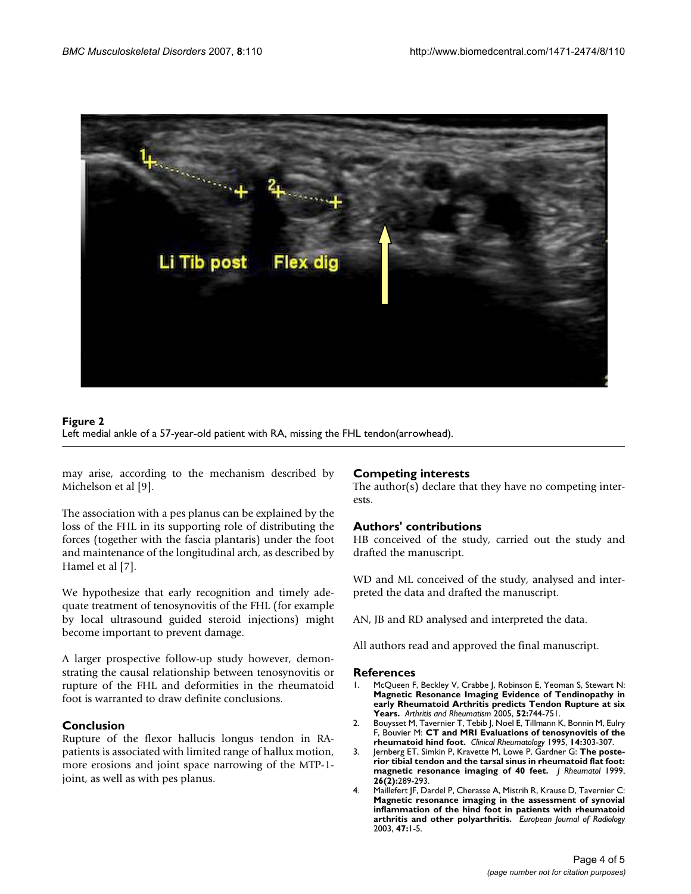**Figure 2**
Left medial ankle of a 57-year-old patient with RA, missing the FHL tendon(arrowhead).

may arise, according to the mechanism described by Michelson et al [9].

The association with a pes planus can be explained by the loss of the FHL in its supporting role of distributing the forces (together with the fascia plantaris) under the foot and maintenance of the longitudinal arch, as described by Hamel et al [7].

We hypothesize that early recognition and timely adequate treatment of tenosynovitis of the FHL (for example by local ultrasound guided steroid injections) might become important to prevent damage.

A larger prospective follow-up study however, demonstrating the causal relationship between tenosynovitis or rupture of the FHL and deformities in the rheumatoid foot is warranted to draw definite conclusions.

## Conclusion

Rupture of the flexor hallucis longus tendon in RA-patients is associated with limited range of hallux motion, more erosions and joint space narrowing of the MTP-1-joint, as well as with pes planus.

## Competing interests

The author(s) declare that they have no competing interests.

## Authors' contributions

HB conceived of the study, carried out the study and drafted the manuscript.

WD and ML conceived of the study, analysed and interpreted the data and drafted the manuscript.

AN, JB and RD analysed and interpreted the data.

All authors read and approved the final manuscript.

## References

1. McQueen F, Beckley V, Crabbe J, Robinson E, Yeoman S, Stewart N: **Magnetic Resonance Imaging Evidence of Tendinopathy in early Rheumatoid Arthritis predicts Tendon Rupture at six Years.** *Arthritis and Rheumatism* 2005, **52:**744-751.
2. Bouysset M, Tavernier T, Tebib J, Noel E, Tillmann K, Bonnin M, Eulry F, Bouvier M: **CT and MRI Evaluations of tenosynovitis of the rheumatoid hind foot.** *Clinical Rheumatology* 1995, **14:**303-307.
3. Jernberg ET, Simkin P, Kravette M, Lowe P, Gardner G: **The posterior tibial tendon and the tarsal sinus in rheumatoid flat foot: magnetic resonance imaging of 40 feet.** *J Rheumatol* 1999, **26(2):**289-293.
4. Maillefert JF, Dardel P, Cherasse A, Mistrih R, Krause D, Tavernier C: **Magnetic resonance imaging in the assessment of synovial inflammation of the hind foot in patients with rheumatoid arthritis and other polyarthritis.** *European Journal of Radiology* 2003, **47:**1-5.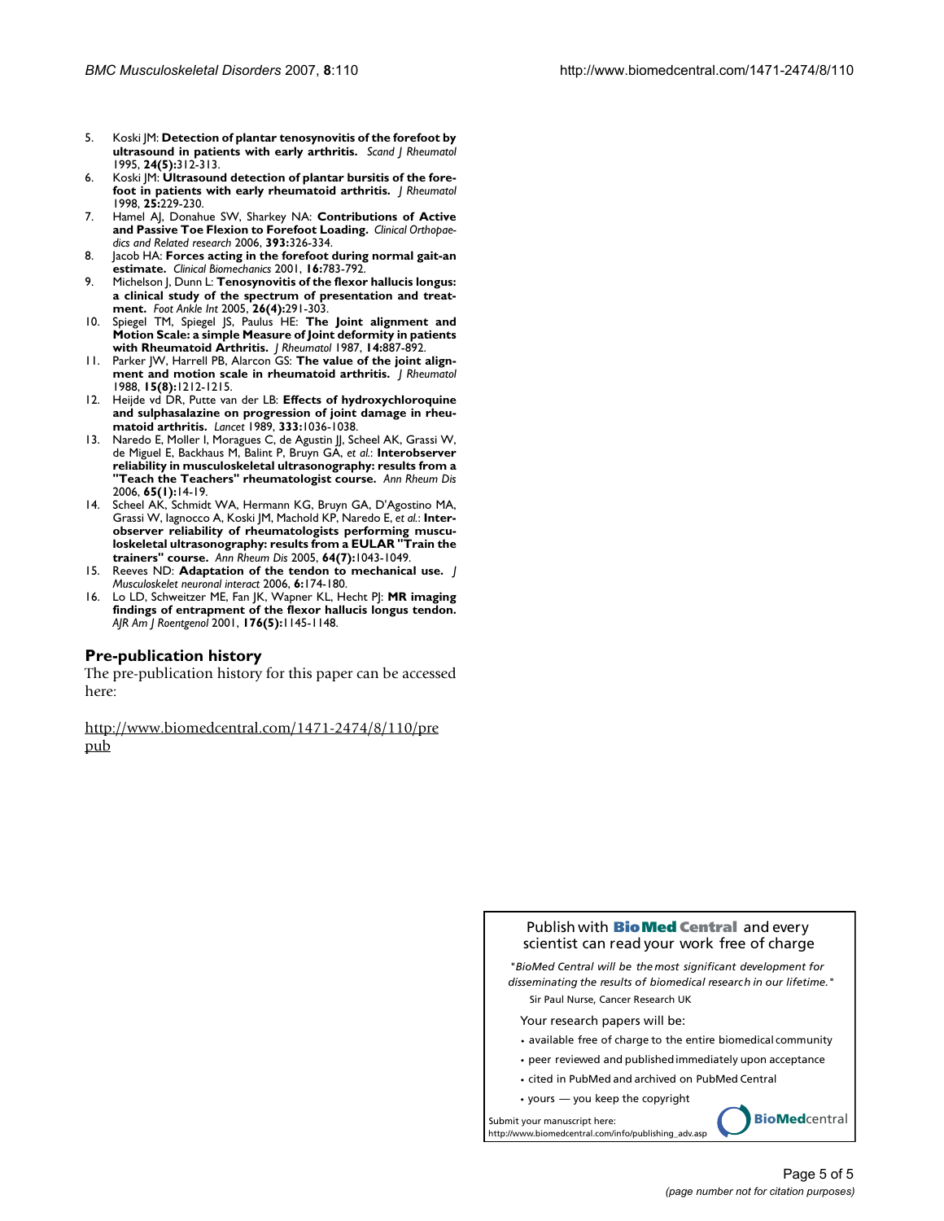5. Koski JM: **Detection of plantar tenosynovitis of the forefoot by ultrasound in patients with early arthritis.** *Scand J Rheumatol* 1995, **24(5):**312-313.
6. Koski JM: **Ultrasound detection of plantar bursitis of the forefoot in patients with early rheumatoid arthritis.** *J Rheumatol* 1998, **25:**229-230.
7. Hamel AJ, Donahue SW, Sharkey NA: **Contributions of Active and Passive Toe Flexion to Forefoot Loading.** *Clinical Orthopaedics and Related research* 2006, **393:**326-334.
8. Jacob HA: **Forces acting in the forefoot during normal gait-an estimate.** *Clinical Biomechanics* 2001, **16:**783-792.
9. Michelson J, Dunn L: **Tenosynovitis of the flexor hallucis longus: a clinical study of the spectrum of presentation and treatment.** *Foot Ankle Int* 2005, **26(4):**291-303.
10. Spiegel TM, Spiegel JS, Paulus HE: **The Joint alignment and Motion Scale: a simple Measure of Joint deformity in patients with Rheumatoid Arthritis.** *J Rheumatol* 1987, **14:**887-892.
11. Parker JW, Harrell PB, Alarcon GS: **The value of the joint alignment and motion scale in rheumatoid arthritis.** *J Rheumatol* 1988, **15(8):**1212-1215.
12. Heijde vd DR, Putte van der LB: **Effects of hydroxychloroquine and sulphasalazine on progression of joint damage in rheumatoid arthritis.** *Lancet* 1989, **333:**1036-1038.
13. Naredo E, Moller I, Moragues C, de Agustin JJ, Scheel AK, Grassi W, de Miguel E, Backhaus M, Balint P, Bruyn GA, *et al.*: **Interobserver reliability in musculoskeletal ultrasonography: results from a "Teach the Teachers" rheumatologist course.** *Ann Rheum Dis* 2006, **65(1):**14-19.
14. Scheel AK, Schmidt WA, Hermann KG, Bruyn GA, D'Agostino MA, Grassi W, Iagnocco A, Koski JM, Machold KP, Naredo E, *et al.*: **Interobserver reliability of rheumatologists performing musculoskeletal ultrasonography: results from a EULAR "Train the trainers" course.** *Ann Rheum Dis* 2005, **64(7):**1043-1049.
15. Reeves ND: **Adaptation of the tendon to mechanical use.** *J Musculoskelet neuronal interact* 2006, **6:**174-180.
16. Lo LD, Schweitzer ME, Fan JK, Wapner KL, Hecht PJ: **MR imaging findings of entrapment of the flexor hallucis longus tendon.** *AJR Am J Roentgenol* 2001, **176(5):**1145-1148.

## Pre-publication history

The pre-publication history for this paper can be accessed here:

http://www.biomedcentral.com/1471-2474/8/110/prepub

Publish with **BioMed Central** and every scientist can read your work free of charge

*"BioMed Central will be the most significant development for disseminating the results of biomedical research in our lifetime."*

Sir Paul Nurse, Cancer Research UK

Your research papers will be:

- available free of charge to the entire biomedical community
- peer reviewed and published immediately upon acceptance
- cited in PubMed and archived on PubMed Central
- yours — you keep the copyright

Submit your manuscript here:
http://www.biomedcentral.com/info/publishing_adv.asp

BioMedcentral